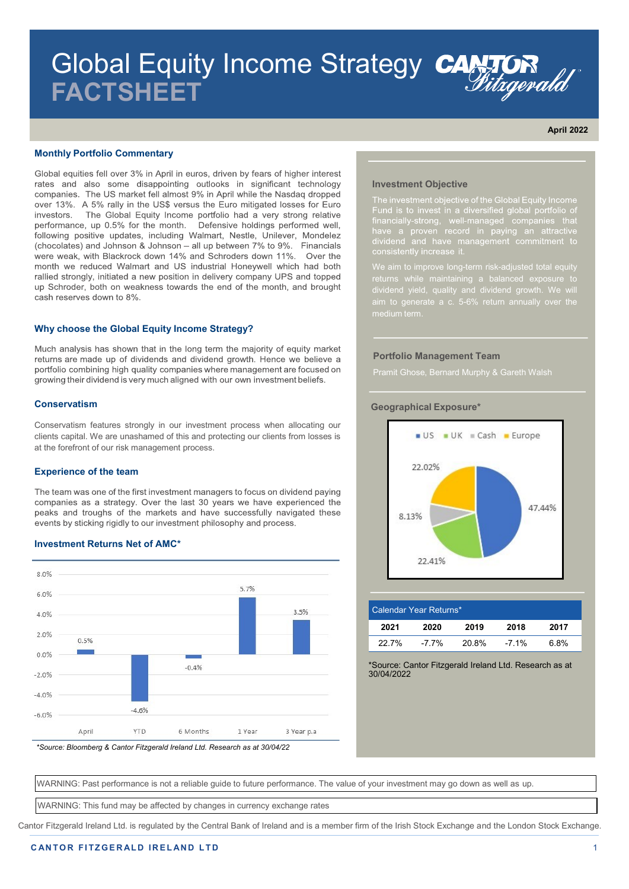# Global Equity Income Strategy FACTSHEET

April 2022

## Monthly Portfolio Commentary

Global equities fell over 3% in April in euros, driven by fears of higher interest rates and also some disappointing outlooks in significant technology companies. The US market fell almost 9% in April while the Nasdaq dropped over 13%. A 5% rally in the US$ versus the Euro mitigated losses for Euro investors. The Global Equity Income portfolio had a very strong relative performance, up 0.5% for the month. Defensive holdings performed well, following positive updates, including Walmart, Nestle, Unilever, Mondelez (chocolates) and Johnson & Johnson – all up between 7% to 9%. Financials were weak, with Blackrock down 14% and Schroders down 11%. Over the month we reduced Walmart and US industrial Honeywell which had both rallied strongly, initiated a new position in delivery company UPS and topped up Schroder, both on weakness towards the end of the month, and brought cash reserves down to 8%.

## Why choose the Global Equity Income Strategy?

Much analysis has shown that in the long term the majority of equity market returns are made up of dividends and dividend growth. Hence we believe a portfolio combining high quality companies where management are focused on growing their dividend is very much aligned with our own investment beliefs.

### Conservatism

Conservatism features strongly in our investment process when allocating our clients capital. We are unashamed of this and protecting our clients from losses is at the forefront of our risk management process.

### Experience of the team

The team was one of the first investment managers to focus on dividend paying companies as a strategy. Over the last 30 years we have experienced the peaks and troughs of the markets and have successfully navigated these events by sticking rigidly to our investment philosophy and process.

### Investment Returns Net of AMC*

| April | YTD | 6 Months | 1 Year | 3 Year p.a |
|---|---|---|---|---|
| 0.5% | -4.6% | -0.4% | 5.7% | 3.5% |

*Source: Bloomberg & Cantor Fitzgerald Ireland Ltd. Research as at 30/04/22*

## Investment Objective

The investment objective of the Global Equity Income Fund is to invest in a diversified global portfolio of financially-strong, well-managed companies that have a proven record in paying an attractive dividend and have management commitment to consistently increase it.

We aim to improve long-term risk-adjusted total equity returns while maintaining a balanced exposure to dividend yield, quality and dividend growth. We will aim to generate a c. 5-6% return annually over the medium term.

## Portfolio Management Team

Pramit Ghose, Bernard Murphy & Gareth Walsh

## Geographical Exposure*

| US | UK | Cash | Europe |
|---|---|---|---|
| 47.44% | 22.41% | 8.13% | 22.02% |

## Calendar Year Returns*

| 2021 | 2020 | 2019 | 2018 | 2017 |
|---|---|---|---|---|
| 22.7% | -7.7% | 20.8% | -7.1% | 6.8% |

*Source: Cantor Fitzgerald Ireland Ltd. Research as at 30/04/2022

WARNING: Past performance is not a reliable guide to future performance. The value of your investment may go down as well as up.

WARNING: This fund may be affected by changes in currency exchange rates

Cantor Fitzgerald Ireland Ltd. is regulated by the Central Bank of Ireland and is a member firm of the Irish Stock Exchange and the London Stock Exchange.

CANTOR FITZGERALD IRELAND LTD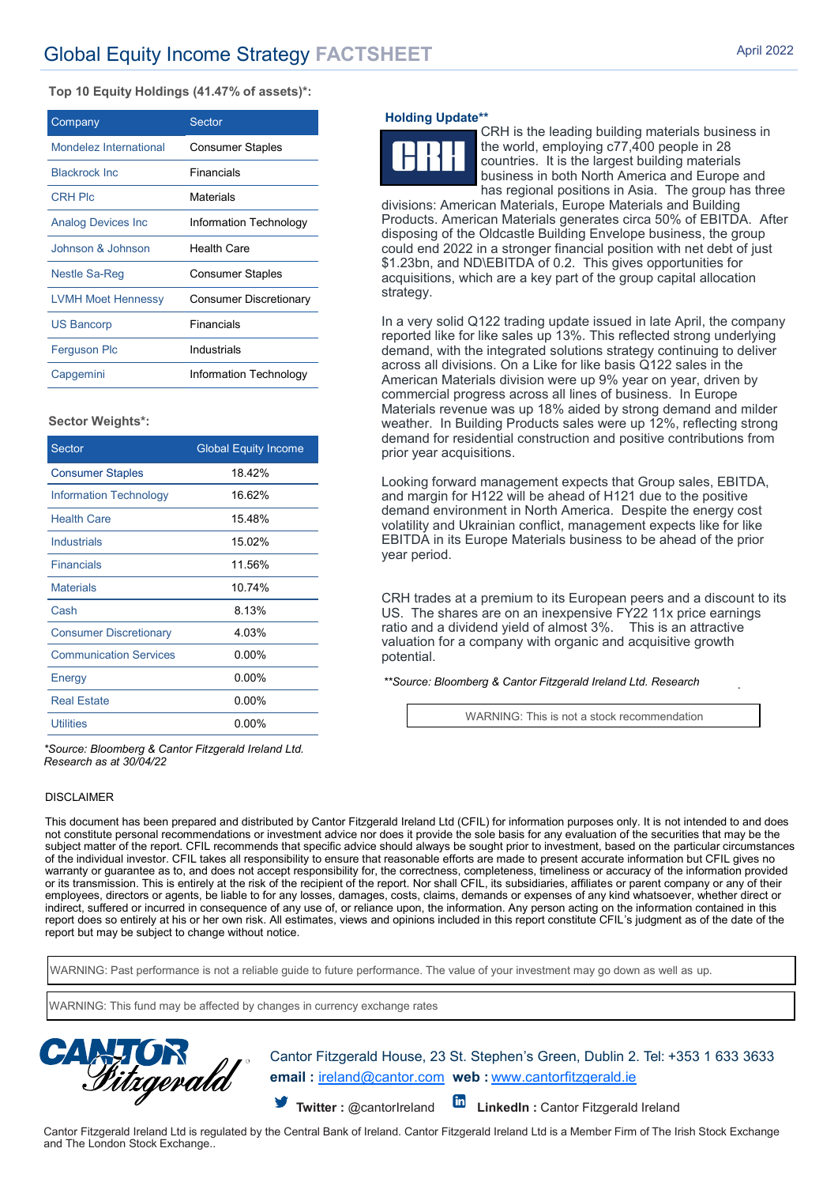# Global Equity Income Strategy FACTSHEET

April 2022

**Top 10 Equity Holdings (41.47% of assets)*:**

| Company | Sector |
|---|---|
| Mondelez International | Consumer Staples |
| Blackrock Inc | Financials |
| CRH Plc | Materials |
| Analog Devices Inc | Information Technology |
| Johnson & Johnson | Health Care |
| Nestle Sa-Reg | Consumer Staples |
| LVMH Moet Hennessy | Consumer Discretionary |
| US Bancorp | Financials |
| Ferguson Plc | Industrials |
| Capgemini | Information Technology |

**Sector Weights*:**

| Sector | Global Equity Income |
|---|---|
| Consumer Staples | 18.42% |
| Information Technology | 16.62% |
| Health Care | 15.48% |
| Industrials | 15.02% |
| Financials | 11.56% |
| Materials | 10.74% |
| Cash | 8.13% |
| Consumer Discretionary | 4.03% |
| Communication Services | 0.00% |
| Energy | 0.00% |
| Real Estate | 0.00% |
| Utilities | 0.00% |

*\*Source: Bloomberg & Cantor Fitzgerald Ireland Ltd. Research as at 30/04/22*

**Holding Update****

CRH is the leading building materials business in the world, employing c77,400 people in 28 countries. It is the largest building materials business in both North America and Europe and has regional positions in Asia. The group has three divisions: American Materials, Europe Materials and Building Products. American Materials generates circa 50% of EBITDA. After disposing of the Oldcastle Building Envelope business, the group could end 2022 in a stronger financial position with net debt of just $1.23bn, and ND\EBITDA of 0.2. This gives opportunities for acquisitions, which are a key part of the group capital allocation strategy.

In a very solid Q122 trading update issued in late April, the company reported like for like sales up 13%. This reflected strong underlying demand, with the integrated solutions strategy continuing to deliver across all divisions. On a Like for like basis Q122 sales in the American Materials division were up 9% year on year, driven by commercial progress across all lines of business. In Europe Materials revenue was up 18% aided by strong demand and milder weather. In Building Products sales were up 12%, reflecting strong demand for residential construction and positive contributions from prior year acquisitions.

Looking forward management expects that Group sales, EBITDA, and margin for H122 will be ahead of H121 due to the positive demand environment in North America. Despite the energy cost volatility and Ukrainian conflict, management expects like for like EBITDA in its Europe Materials business to be ahead of the prior year period.

CRH trades at a premium to its European peers and a discount to its US. The shares are on an inexpensive FY22 11x price earnings ratio and a dividend yield of almost 3%. This is an attractive valuation for a company with organic and acquisitive growth potential.

*\*\*Source: Bloomberg & Cantor Fitzgerald Ireland Ltd. Research*

WARNING: This is not a stock recommendation

DISCLAIMER

This document has been prepared and distributed by Cantor Fitzgerald Ireland Ltd (CFIL) for information purposes only. It is not intended to and does not constitute personal recommendations or investment advice nor does it provide the sole basis for any evaluation of the securities that may be the subject matter of the report. CFIL recommends that specific advice should always be sought prior to investment, based on the particular circumstances of the individual investor. CFIL takes all responsibility to ensure that reasonable efforts are made to present accurate information but CFIL gives no warranty or guarantee as to, and does not accept responsibility for, the correctness, completeness, timeliness or accuracy of the information provided or its transmission. This is entirely at the risk of the recipient of the report. Nor shall CFIL, its subsidiaries, affiliates or parent company or any of their employees, directors or agents, be liable to for any losses, damages, costs, claims, demands or expenses of any kind whatsoever, whether direct or indirect, suffered or incurred in consequence of any use of, or reliance upon, the information. Any person acting on the information contained in this report does so entirely at his or her own risk. All estimates, views and opinions included in this report constitute CFIL's judgment as of the date of the report but may be subject to change without notice.

WARNING: Past performance is not a reliable guide to future performance. The value of your investment may go down as well as up.

WARNING: This fund may be affected by changes in currency exchange rates

Cantor Fitzgerald House, 23 St. Stephen's Green, Dublin 2. Tel: +353 1 633 3633
**email :** ireland@cantor.com **web :** www.cantorfitzgerald.ie
**Twitter :** @cantorIreland **LinkedIn :** Cantor Fitzgerald Ireland

Cantor Fitzgerald Ireland Ltd is regulated by the Central Bank of Ireland. Cantor Fitzgerald Ireland Ltd is a Member Firm of The Irish Stock Exchange and The London Stock Exchange..